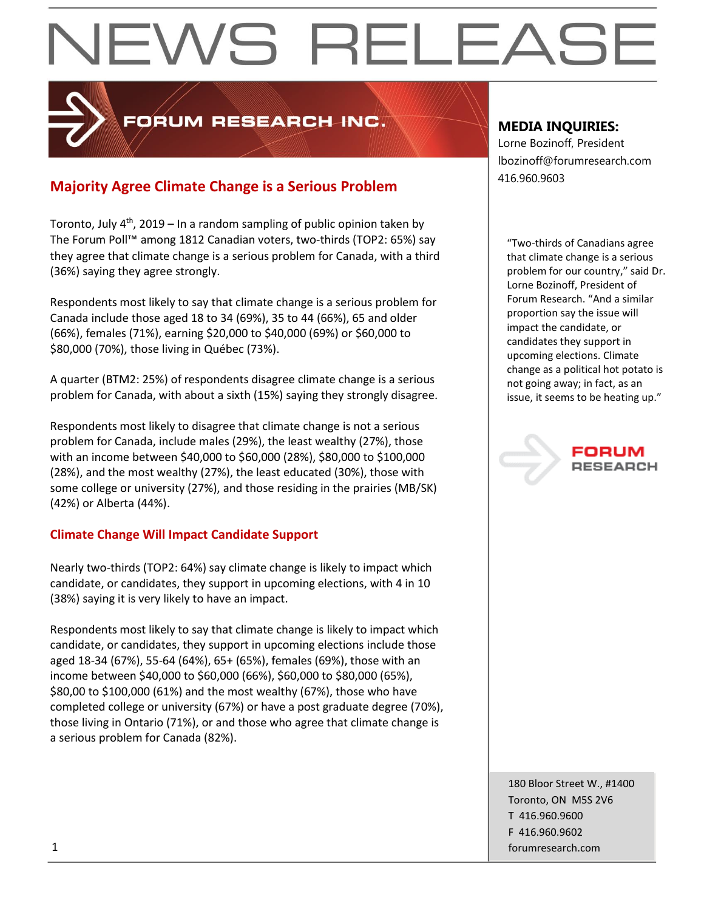# NEWS RELEASE

FORUM RESEARCH INC.

**MEDIA INQUIRIES:**
Lorne Bozinoff, President
lbozinoff@forumresearch.com
416.960.9603

## Majority Agree Climate Change is a Serious Problem

Toronto, July 4th, 2019 – In a random sampling of public opinion taken by The Forum Poll™ among 1812 Canadian voters, two-thirds (TOP2: 65%) say they agree that climate change is a serious problem for Canada, with a third (36%) saying they agree strongly.

Respondents most likely to say that climate change is a serious problem for Canada include those aged 18 to 34 (69%), 35 to 44 (66%), 65 and older (66%), females (71%), earning $20,000 to $40,000 (69%) or $60,000 to $80,000 (70%), those living in Québec (73%).

A quarter (BTM2: 25%) of respondents disagree climate change is a serious problem for Canada, with about a sixth (15%) saying they strongly disagree.

Respondents most likely to disagree that climate change is not a serious problem for Canada, include males (29%), the least wealthy (27%), those with an income between $40,000 to $60,000 (28%), $80,000 to $100,000 (28%), and the most wealthy (27%), the least educated (30%), those with some college or university (27%), and those residing in the prairies (MB/SK) (42%) or Alberta (44%).

## Climate Change Will Impact Candidate Support

Nearly two-thirds (TOP2: 64%) say climate change is likely to impact which candidate, or candidates, they support in upcoming elections, with 4 in 10 (38%) saying it is very likely to have an impact.

Respondents most likely to say that climate change is likely to impact which candidate, or candidates, they support in upcoming elections include those aged 18-34 (67%), 55-64 (64%), 65+ (65%), females (69%), those with an income between $40,000 to $60,000 (66%), $60,000 to $80,000 (65%), $80,00 to $100,000 (61%) and the most wealthy (67%), those who have completed college or university (67%) or have a post graduate degree (70%), those living in Ontario (71%), or and those who agree that climate change is a serious problem for Canada (82%).

"Two-thirds of Canadians agree that climate change is a serious problem for our country," said Dr. Lorne Bozinoff, President of Forum Research. "And a similar proportion say the issue will impact the candidate, or candidates they support in upcoming elections. Climate change as a political hot potato is not going away; in fact, as an issue, it seems to be heating up."

FORUM RESEARCH

180 Bloor Street W., #1400
Toronto, ON M5S 2V6
T 416.960.9600
F 416.960.9602
forumresearch.com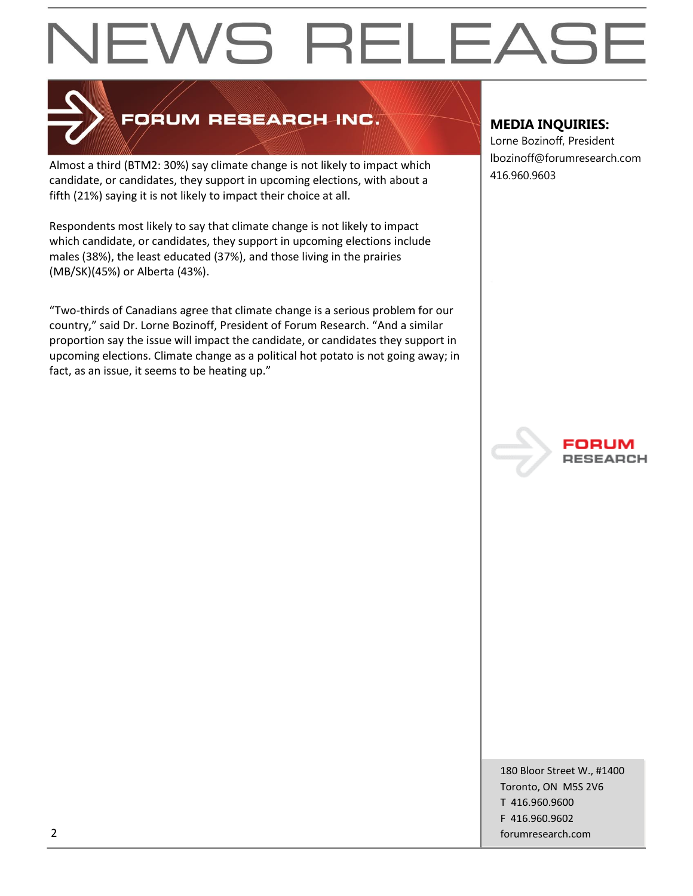Almost a third (BTM2: 30%) say climate change is not likely to impact which candidate, or candidates, they support in upcoming elections, with about a fifth (21%) saying it is not likely to impact their choice at all.

Respondents most likely to say that climate change is not likely to impact which candidate, or candidates, they support in upcoming elections include males (38%), the least educated (37%), and those living in the prairies (MB/SK)(45%) or Alberta (43%).

"Two-thirds of Canadians agree that climate change is a serious problem for our country," said Dr. Lorne Bozinoff, President of Forum Research. "And a similar proportion say the issue will impact the candidate, or candidates they support in upcoming elections. Climate change as a political hot potato is not going away; in fact, as an issue, it seems to be heating up."

**MEDIA INQUIRIES:**
Lorne Bozinoff, President
lbozinoff@forumresearch.com
416.960.9603

180 Bloor Street W., #1400
Toronto, ON M5S 2V6
T 416.960.9600
F 416.960.9602
forumresearch.com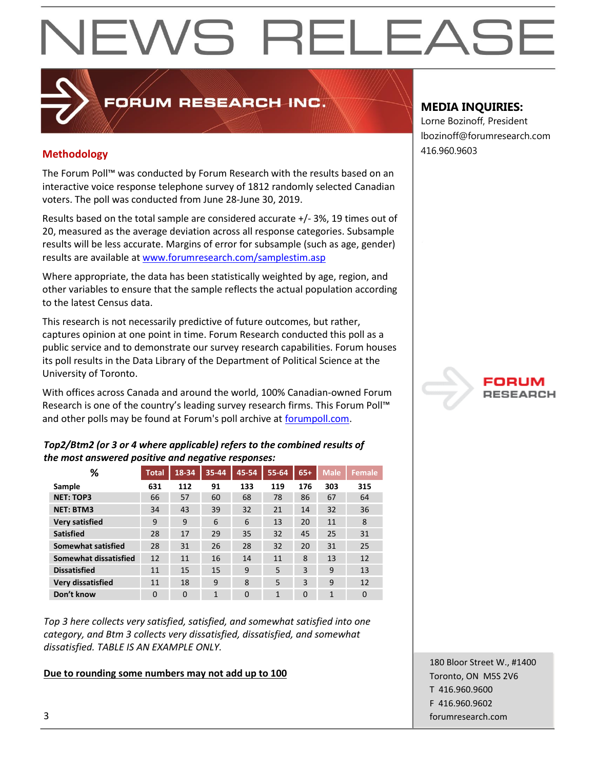# NEWS RELEASE

FORUM RESEARCH INC.

**MEDIA INQUIRIES:**
Lorne Bozinoff, President
lbozinoff@forumresearch.com
416.960.9603

## Methodology

The Forum Poll™ was conducted by Forum Research with the results based on an interactive voice response telephone survey of 1812 randomly selected Canadian voters. The poll was conducted from June 28-June 30, 2019.

Results based on the total sample are considered accurate +/- 3%, 19 times out of 20, measured as the average deviation across all response categories. Subsample results will be less accurate. Margins of error for subsample (such as age, gender) results are available at www.forumresearch.com/samplestim.asp

Where appropriate, the data has been statistically weighted by age, region, and other variables to ensure that the sample reflects the actual population according to the latest Census data.

This research is not necessarily predictive of future outcomes, but rather, captures opinion at one point in time. Forum Research conducted this poll as a public service and to demonstrate our survey research capabilities. Forum houses its poll results in the Data Library of the Department of Political Science at the University of Toronto.

With offices across Canada and around the world, 100% Canadian-owned Forum Research is one of the country's leading survey research firms. This Forum Poll™ and other polls may be found at Forum's poll archive at forumpoll.com.

***Top2/Btm2 (or 3 or 4 where applicable) refers to the combined results of the most answered positive and negative responses:***

| % | Total | 18-34 | 35-44 | 45-54 | 55-64 | 65+ | Male | Female |
|---|---|---|---|---|---|---|---|---|
| **Sample** | **631** | **112** | **91** | **133** | **119** | **176** | **303** | **315** |
| **NET: TOP3** | 66 | 57 | 60 | 68 | 78 | 86 | 67 | 64 |
| **NET: BTM3** | 34 | 43 | 39 | 32 | 21 | 14 | 32 | 36 |
| **Very satisfied** | 9 | 9 | 6 | 6 | 13 | 20 | 11 | 8 |
| **Satisfied** | 28 | 17 | 29 | 35 | 32 | 45 | 25 | 31 |
| **Somewhat satisfied** | 28 | 31 | 26 | 28 | 32 | 20 | 31 | 25 |
| **Somewhat dissatisfied** | 12 | 11 | 16 | 14 | 11 | 8 | 13 | 12 |
| **Dissatisfied** | 11 | 15 | 15 | 9 | 5 | 3 | 9 | 13 |
| **Very dissatisfied** | 11 | 18 | 9 | 8 | 5 | 3 | 9 | 12 |
| **Don't know** | 0 | 0 | 1 | 0 | 1 | 0 | 1 | 0 |

*Top 3 here collects very satisfied, satisfied, and somewhat satisfied into one category, and Btm 3 collects very dissatisfied, dissatisfied, and somewhat dissatisfied. TABLE IS AN EXAMPLE ONLY.*

**Due to rounding some numbers may not add up to 100**

180 Bloor Street W., #1400
Toronto, ON M5S 2V6
T 416.960.9600
F 416.960.9602
forumresearch.com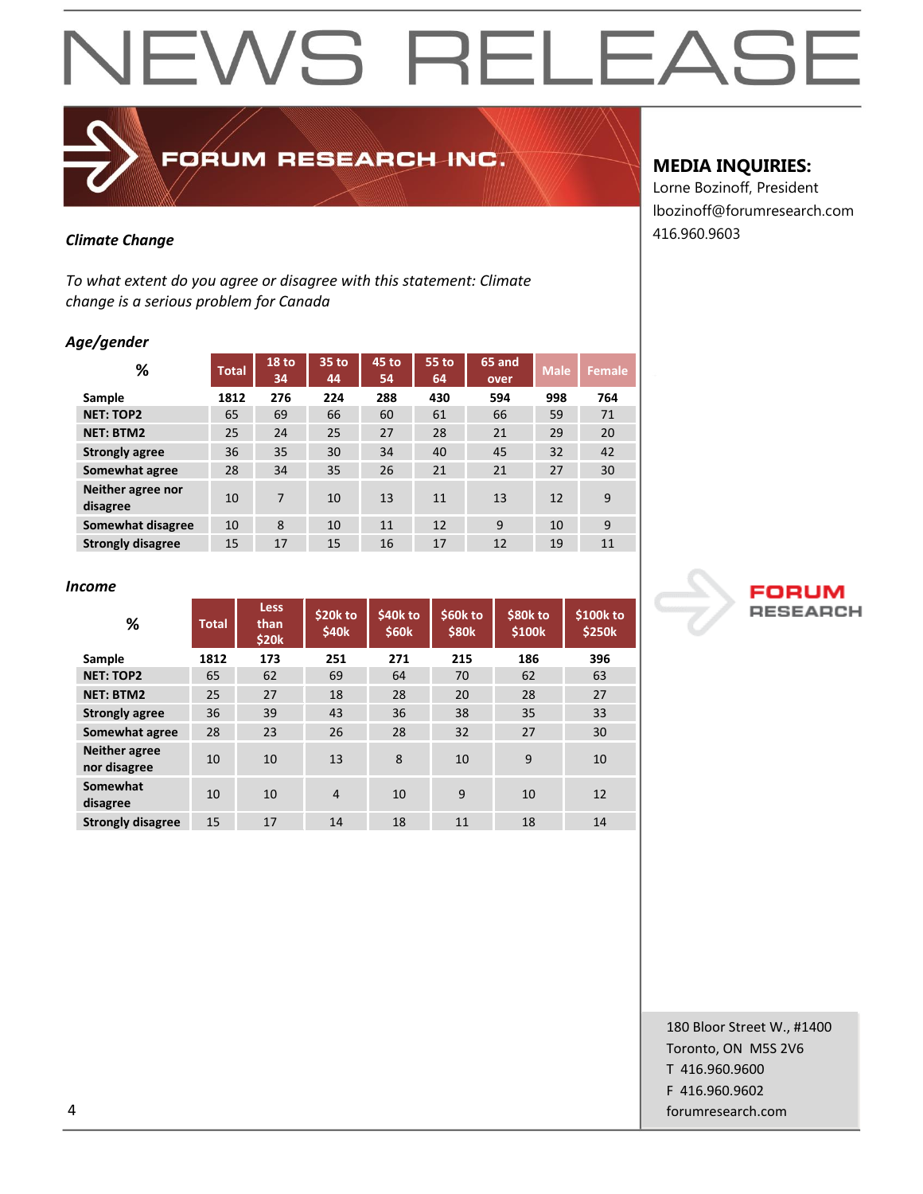# NEWS RELEASE

FORUM RESEARCH INC.

**MEDIA INQUIRIES:**
Lorne Bozinoff, President
lbozinoff@forumresearch.com
416.960.9603

***Climate Change***

*To what extent do you agree or disagree with this statement: Climate change is a serious problem for Canada*

***Age/gender***

| % | Total | 18 to 34 | 35 to 44 | 45 to 54 | 55 to 64 | 65 and over | Male | Female |
|---|---|---|---|---|---|---|---|---|
| **Sample** | **1812** | **276** | **224** | **288** | **430** | **594** | **998** | **764** |
| **NET: TOP2** | 65 | 69 | 66 | 60 | 61 | 66 | 59 | 71 |
| **NET: BTM2** | 25 | 24 | 25 | 27 | 28 | 21 | 29 | 20 |
| **Strongly agree** | 36 | 35 | 30 | 34 | 40 | 45 | 32 | 42 |
| **Somewhat agree** | 28 | 34 | 35 | 26 | 21 | 21 | 27 | 30 |
| **Neither agree nor disagree** | 10 | 7 | 10 | 13 | 11 | 13 | 12 | 9 |
| **Somewhat disagree** | 10 | 8 | 10 | 11 | 12 | 9 | 10 | 9 |
| **Strongly disagree** | 15 | 17 | 15 | 16 | 17 | 12 | 19 | 11 |

***Income***

| % | Total | Less than $20k | $20k to $40k | $40k to $60k | $60k to $80k | $80k to $100k | $100k to $250k |
|---|---|---|---|---|---|---|---|
| **Sample** | **1812** | **173** | **251** | **271** | **215** | **186** | **396** |
| **NET: TOP2** | 65 | 62 | 69 | 64 | 70 | 62 | 63 |
| **NET: BTM2** | 25 | 27 | 18 | 28 | 20 | 28 | 27 |
| **Strongly agree** | 36 | 39 | 43 | 36 | 38 | 35 | 33 |
| **Somewhat agree** | 28 | 23 | 26 | 28 | 32 | 27 | 30 |
| **Neither agree nor disagree** | 10 | 10 | 13 | 8 | 10 | 9 | 10 |
| **Somewhat disagree** | 10 | 10 | 4 | 10 | 9 | 10 | 12 |
| **Strongly disagree** | 15 | 17 | 14 | 18 | 11 | 18 | 14 |

FORUM RESEARCH

180 Bloor Street W., #1400
Toronto, ON M5S 2V6
T 416.960.9600
F 416.960.9602
forumresearch.com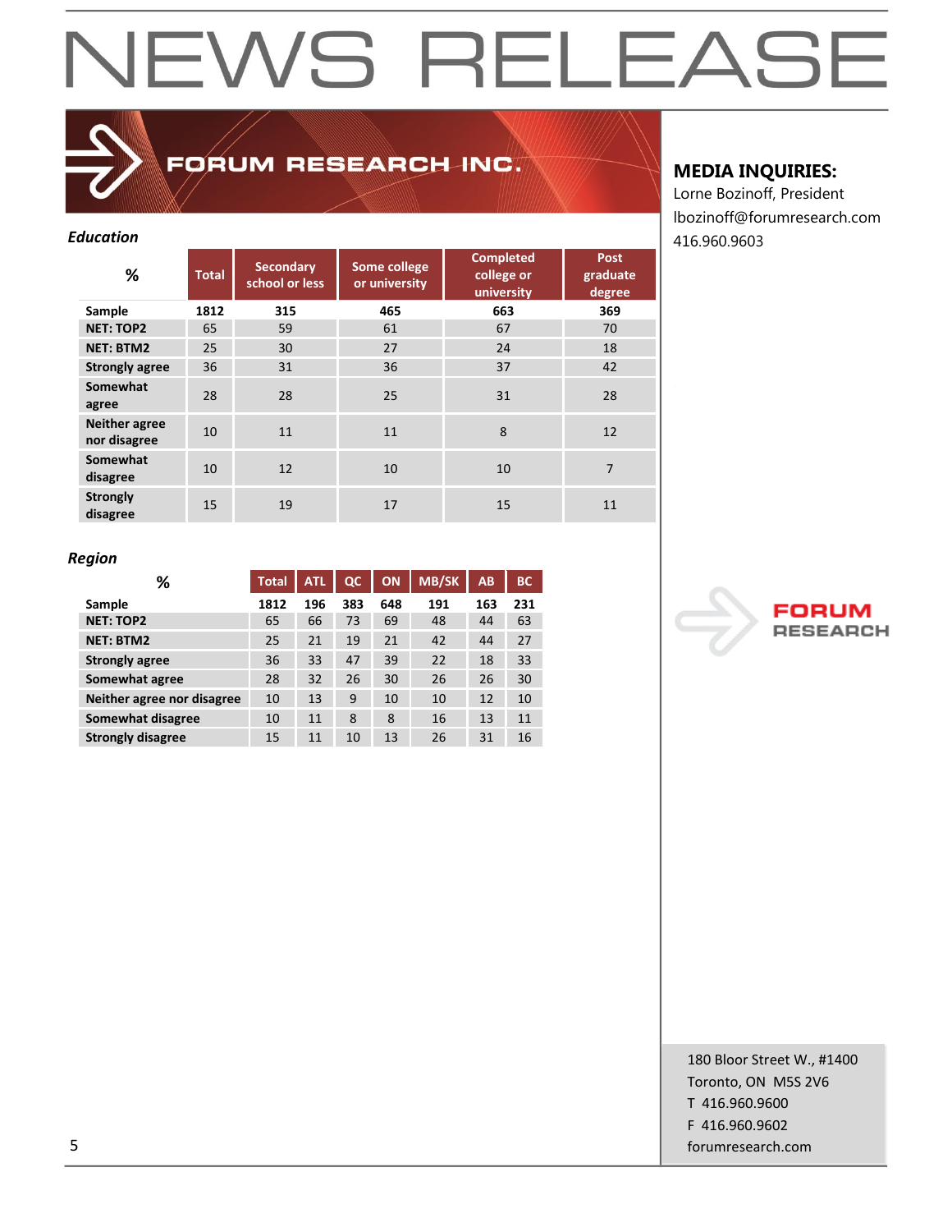# NEWS RELEASE

FORUM RESEARCH INC.

**MEDIA INQUIRIES:**
Lorne Bozinoff, President
lbozinoff@forumresearch.com
416.960.9603

***Education***

| % | Total | Secondary school or less | Some college or university | Completed college or university | Post graduate degree |
|---|---|---|---|---|---|
| **Sample** | **1812** | **315** | **465** | **663** | **369** |
| **NET: TOP2** | 65 | 59 | 61 | 67 | 70 |
| **NET: BTM2** | 25 | 30 | 27 | 24 | 18 |
| **Strongly agree** | 36 | 31 | 36 | 37 | 42 |
| **Somewhat agree** | 28 | 28 | 25 | 31 | 28 |
| **Neither agree nor disagree** | 10 | 11 | 11 | 8 | 12 |
| **Somewhat disagree** | 10 | 12 | 10 | 10 | 7 |
| **Strongly disagree** | 15 | 19 | 17 | 15 | 11 |

***Region***

| % | Total | ATL | QC | ON | MB/SK | AB | BC |
|---|---|---|---|---|---|---|---|
| **Sample** | **1812** | **196** | **383** | **648** | **191** | **163** | **231** |
| **NET: TOP2** | 65 | 66 | 73 | 69 | 48 | 44 | 63 |
| **NET: BTM2** | 25 | 21 | 19 | 21 | 42 | 44 | 27 |
| **Strongly agree** | 36 | 33 | 47 | 39 | 22 | 18 | 33 |
| **Somewhat agree** | 28 | 32 | 26 | 30 | 26 | 26 | 30 |
| **Neither agree nor disagree** | 10 | 13 | 9 | 10 | 10 | 12 | 10 |
| **Somewhat disagree** | 10 | 11 | 8 | 8 | 16 | 13 | 11 |
| **Strongly disagree** | 15 | 11 | 10 | 13 | 26 | 31 | 16 |

FORUM RESEARCH

180 Bloor Street W., #1400
Toronto, ON M5S 2V6
T 416.960.9600
F 416.960.9602
forumresearch.com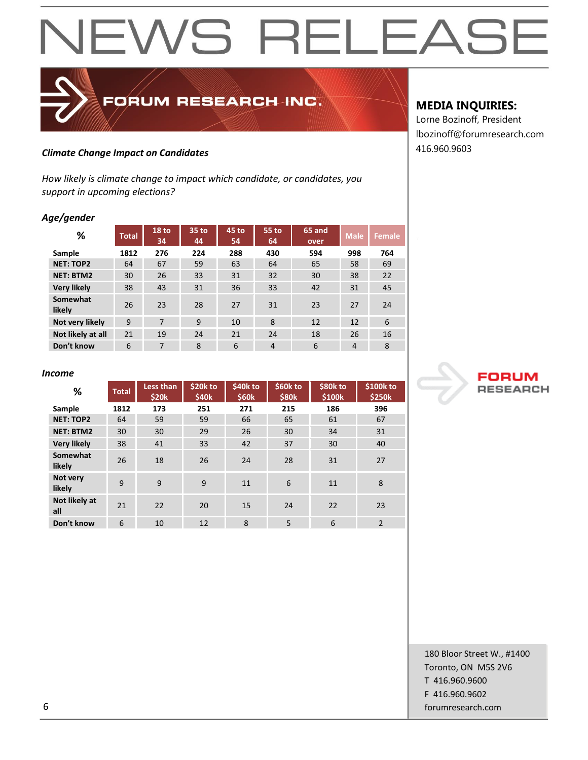# NEWS RELEASE

**FORUM RESEARCH INC.**

**MEDIA INQUIRIES:**
Lorne Bozinoff, President
lbozinoff@forumresearch.com
416.960.9603

***Climate Change Impact on Candidates***

*How likely is climate change to impact which candidate, or candidates, you support in upcoming elections?*

***Age/gender***

| % | Total | 18 to 34 | 35 to 44 | 45 to 54 | 55 to 64 | 65 and over | Male | Female |
|---|---|---|---|---|---|---|---|---|
| **Sample** | **1812** | **276** | **224** | **288** | **430** | **594** | **998** | **764** |
| **NET: TOP2** | 64 | 67 | 59 | 63 | 64 | 65 | 58 | 69 |
| **NET: BTM2** | 30 | 26 | 33 | 31 | 32 | 30 | 38 | 22 |
| **Very likely** | 38 | 43 | 31 | 36 | 33 | 42 | 31 | 45 |
| **Somewhat likely** | 26 | 23 | 28 | 27 | 31 | 23 | 27 | 24 |
| **Not very likely** | 9 | 7 | 9 | 10 | 8 | 12 | 12 | 6 |
| **Not likely at all** | 21 | 19 | 24 | 21 | 24 | 18 | 26 | 16 |
| **Don't know** | 6 | 7 | 8 | 6 | 4 | 6 | 4 | 8 |

***Income***

| % | Total | Less than $20k | $20k to $40k | $40k to $60k | $60k to $80k | $80k to $100k | $100k to $250k |
|---|---|---|---|---|---|---|---|
| **Sample** | **1812** | **173** | **251** | **271** | **215** | **186** | **396** |
| **NET: TOP2** | 64 | 59 | 59 | 66 | 65 | 61 | 67 |
| **NET: BTM2** | 30 | 30 | 29 | 26 | 30 | 34 | 31 |
| **Very likely** | 38 | 41 | 33 | 42 | 37 | 30 | 40 |
| **Somewhat likely** | 26 | 18 | 26 | 24 | 28 | 31 | 27 |
| **Not very likely** | 9 | 9 | 9 | 11 | 6 | 11 | 8 |
| **Not likely at all** | 21 | 22 | 20 | 15 | 24 | 22 | 23 |
| **Don't know** | 6 | 10 | 12 | 8 | 5 | 6 | 2 |

**FORUM RESEARCH**

180 Bloor Street W., #1400
Toronto, ON M5S 2V6
T 416.960.9600
F 416.960.9602
forumresearch.com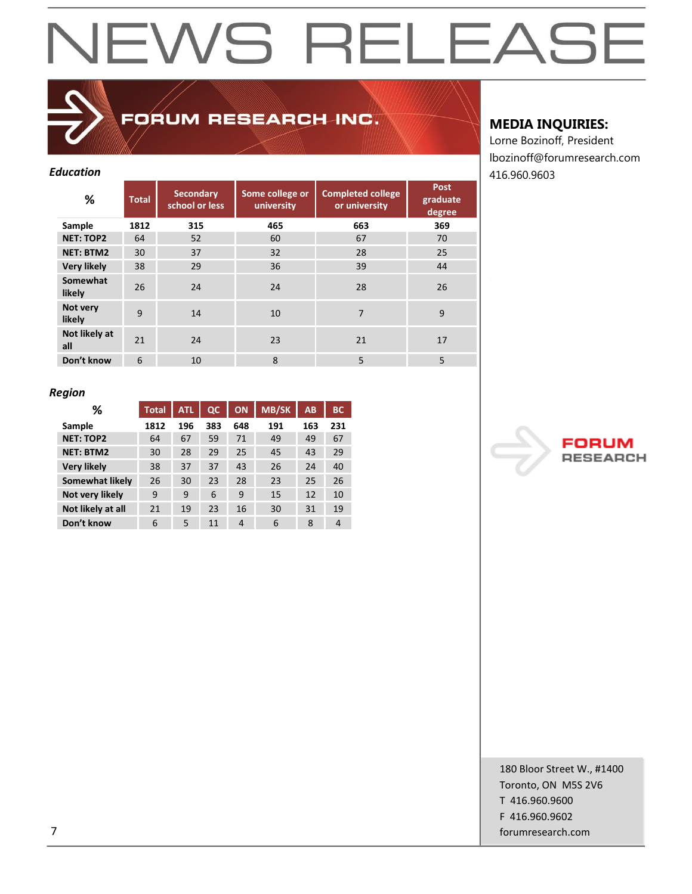# NEWS RELEASE

**FORUM RESEARCH INC.**

**MEDIA INQUIRIES:**
Lorne Bozinoff, President
lbozinoff@forumresearch.com
416.960.9603

*Education*

| % | Total | Secondary school or less | Some college or university | Completed college or university | Post graduate degree |
|---|---|---|---|---|---|
| Sample | 1812 | 315 | 465 | 663 | 369 |
| NET: TOP2 | 64 | 52 | 60 | 67 | 70 |
| NET: BTM2 | 30 | 37 | 32 | 28 | 25 |
| Very likely | 38 | 29 | 36 | 39 | 44 |
| Somewhat likely | 26 | 24 | 24 | 28 | 26 |
| Not very likely | 9 | 14 | 10 | 7 | 9 |
| Not likely at all | 21 | 24 | 23 | 21 | 17 |
| Don't know | 6 | 10 | 8 | 5 | 5 |

*Region*

| % | Total | ATL | QC | ON | MB/SK | AB | BC |
|---|---|---|---|---|---|---|---|
| Sample | 1812 | 196 | 383 | 648 | 191 | 163 | 231 |
| NET: TOP2 | 64 | 67 | 59 | 71 | 49 | 49 | 67 |
| NET: BTM2 | 30 | 28 | 29 | 25 | 45 | 43 | 29 |
| Very likely | 38 | 37 | 37 | 43 | 26 | 24 | 40 |
| Somewhat likely | 26 | 30 | 23 | 28 | 23 | 25 | 26 |
| Not very likely | 9 | 9 | 6 | 9 | 15 | 12 | 10 |
| Not likely at all | 21 | 19 | 23 | 16 | 30 | 31 | 19 |
| Don't know | 6 | 5 | 11 | 4 | 6 | 8 | 4 |

FORUM RESEARCH

180 Bloor Street W., #1400
Toronto, ON M5S 2V6
T 416.960.9600
F 416.960.9602
forumresearch.com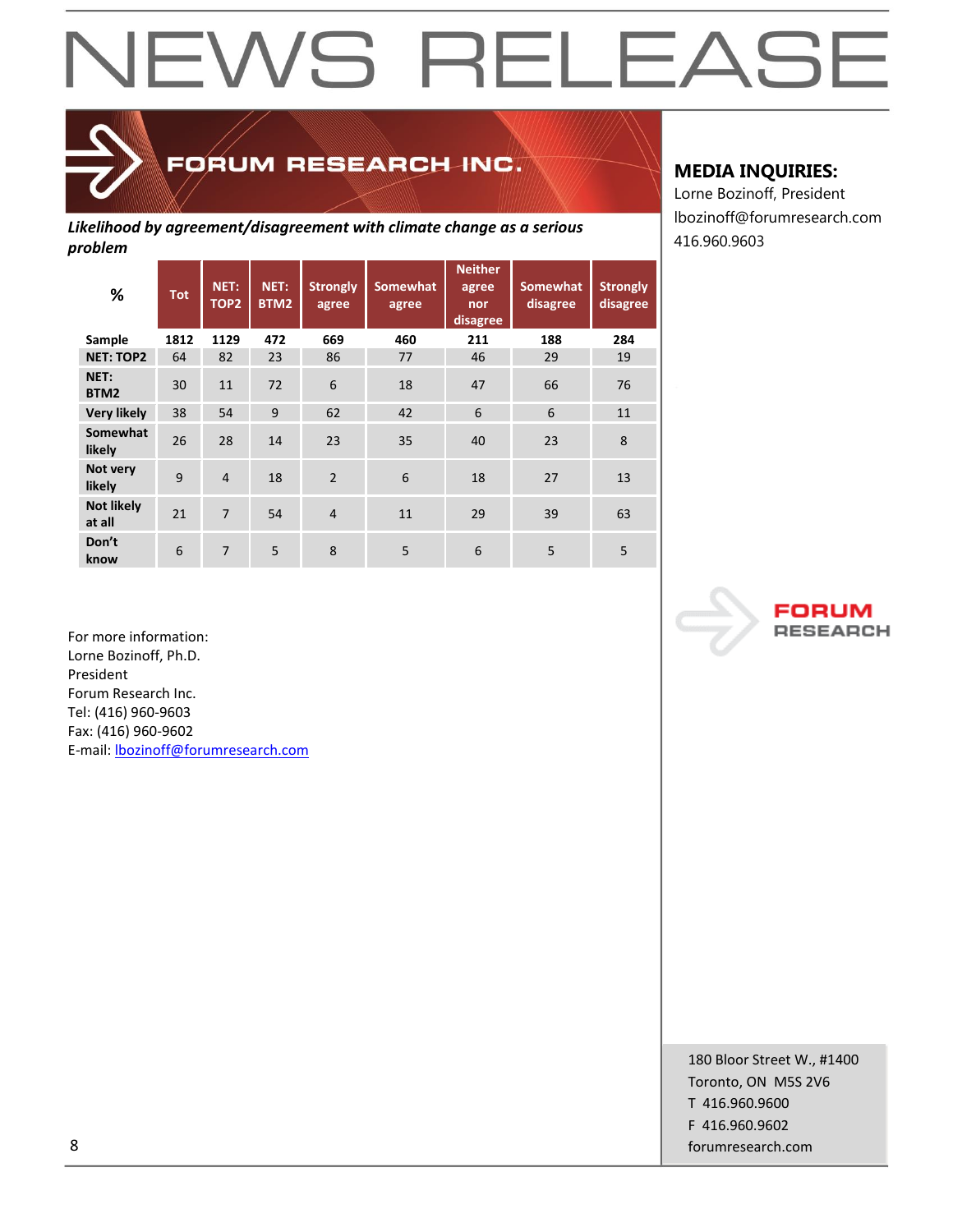# NEWS RELEASE

**FORUM RESEARCH INC.**

**MEDIA INQUIRIES:**
Lorne Bozinoff, President
lbozinoff@forumresearch.com
416.960.9603

***Likelihood by agreement/disagreement with climate change as a serious problem***

| % | Tot | NET: TOP2 | NET: BTM2 | Strongly agree | Somewhat agree | Neither agree nor disagree | Somewhat disagree | Strongly disagree |
|---|---|---|---|---|---|---|---|---|
| **Sample** | **1812** | **1129** | **472** | **669** | **460** | **211** | **188** | **284** |
| **NET: TOP2** | 64 | 82 | 23 | 86 | 77 | 46 | 29 | 19 |
| **NET: BTM2** | 30 | 11 | 72 | 6 | 18 | 47 | 66 | 76 |
| **Very likely** | 38 | 54 | 9 | 62 | 42 | 6 | 6 | 11 |
| **Somewhat likely** | 26 | 28 | 14 | 23 | 35 | 40 | 23 | 8 |
| **Not very likely** | 9 | 4 | 18 | 2 | 6 | 18 | 27 | 13 |
| **Not likely at all** | 21 | 7 | 54 | 4 | 11 | 29 | 39 | 63 |
| **Don't know** | 6 | 7 | 5 | 8 | 5 | 6 | 5 | 5 |

For more information:
Lorne Bozinoff, Ph.D.
President
Forum Research Inc.
Tel: (416) 960-9603
Fax: (416) 960-9602
E-mail: lbozinoff@forumresearch.com

FORUM RESEARCH

180 Bloor Street W., #1400
Toronto, ON M5S 2V6
T 416.960.9600
F 416.960.9602
forumresearch.com